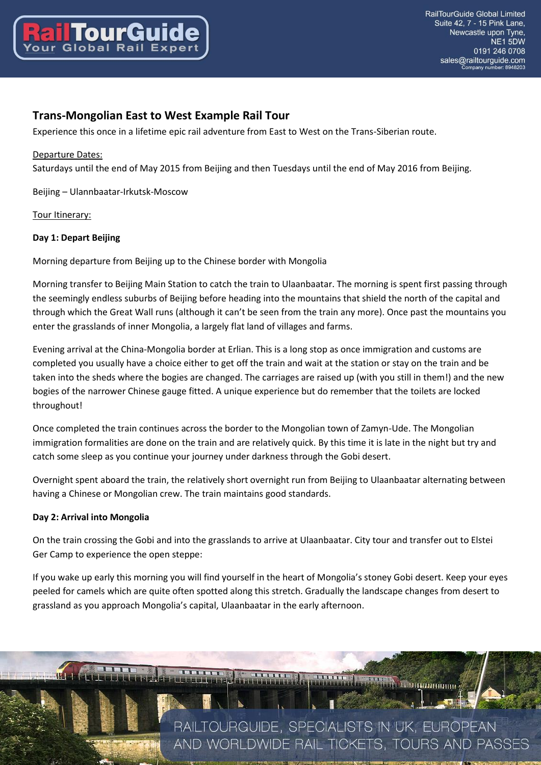RailTourGuide Global Limited
Suite 42, 7 - 15 Pink Lane,
Newcastle upon Tyne,
NE1 5DW
0191 246 0708
sales@railtourguide.com
Company number: 8948203

# Trans-Mongolian East to West Example Rail Tour

Experience this once in a lifetime epic rail adventure from East to West on the Trans-Siberian route.

Departure Dates:

Saturdays until the end of May 2015 from Beijing and then Tuesdays until the end of May 2016 from Beijing.

Beijing – Ulannbaatar-Irkutsk-Moscow

Tour Itinerary:

**Day 1: Depart Beijing**

Morning departure from Beijing up to the Chinese border with Mongolia

Morning transfer to Beijing Main Station to catch the train to Ulaanbaatar. The morning is spent first passing through the seemingly endless suburbs of Beijing before heading into the mountains that shield the north of the capital and through which the Great Wall runs (although it can't be seen from the train any more). Once past the mountains you enter the grasslands of inner Mongolia, a largely flat land of villages and farms.

Evening arrival at the China-Mongolia border at Erlian. This is a long stop as once immigration and customs are completed you usually have a choice either to get off the train and wait at the station or stay on the train and be taken into the sheds where the bogies are changed. The carriages are raised up (with you still in them!) and the new bogies of the narrower Chinese gauge fitted. A unique experience but do remember that the toilets are locked throughout!

Once completed the train continues across the border to the Mongolian town of Zamyn-Ude. The Mongolian immigration formalities are done on the train and are relatively quick. By this time it is late in the night but try and catch some sleep as you continue your journey under darkness through the Gobi desert.

Overnight spent aboard the train, the relatively short overnight run from Beijing to Ulaanbaatar alternating between having a Chinese or Mongolian crew. The train maintains good standards.

**Day 2: Arrival into Mongolia**

On the train crossing the Gobi and into the grasslands to arrive at Ulaanbaatar. City tour and transfer out to Elstei Ger Camp to experience the open steppe:

If you wake up early this morning you will find yourself in the heart of Mongolia's stoney Gobi desert. Keep your eyes peeled for camels which are quite often spotted along this stretch. Gradually the landscape changes from desert to grassland as you approach Mongolia's capital, Ulaanbaatar in the early afternoon.

RAILTOURGUIDE, SPECIALISTS IN UK, EUROPEAN AND WORLDWIDE RAIL TICKETS, TOURS AND PASSES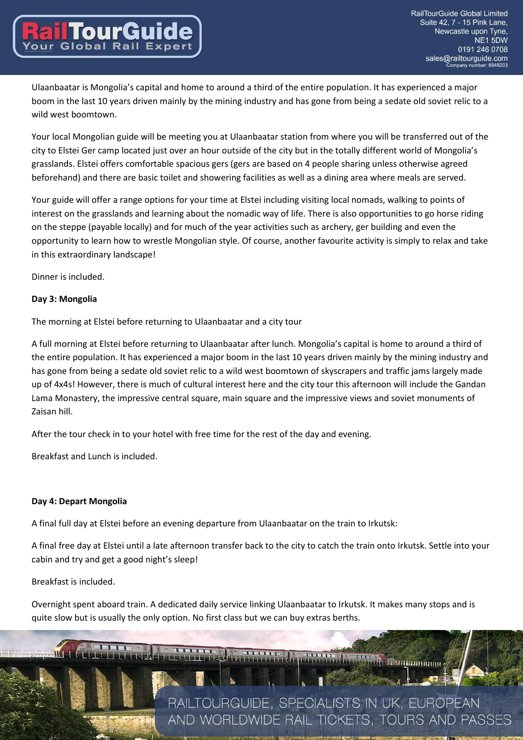Ulaanbaatar is Mongolia's capital and home to around a third of the entire population. It has experienced a major boom in the last 10 years driven mainly by the mining industry and has gone from being a sedate old soviet relic to a wild west boomtown.

Your local Mongolian guide will be meeting you at Ulaanbaatar station from where you will be transferred out of the city to Elstei Ger camp located just over an hour outside of the city but in the totally different world of Mongolia's grasslands. Elstei offers comfortable spacious gers (gers are based on 4 people sharing unless otherwise agreed beforehand) and there are basic toilet and showering facilities as well as a dining area where meals are served.

Your guide will offer a range options for your time at Elstei including visiting local nomads, walking to points of interest on the grasslands and learning about the nomadic way of life. There is also opportunities to go horse riding on the steppe (payable locally) and for much of the year activities such as archery, ger building and even the opportunity to learn how to wrestle Mongolian style. Of course, another favourite activity is simply to relax and take in this extraordinary landscape!

Dinner is included.

**Day 3: Mongolia**

The morning at Elstei before returning to Ulaanbaatar and a city tour

A full morning at Elstei before returning to Ulaanbaatar after lunch. Mongolia's capital is home to around a third of the entire population. It has experienced a major boom in the last 10 years driven mainly by the mining industry and has gone from being a sedate old soviet relic to a wild west boomtown of skyscrapers and traffic jams largely made up of 4x4s! However, there is much of cultural interest here and the city tour this afternoon will include the Gandan Lama Monastery, the impressive central square, main square and the impressive views and soviet monuments of Zaisan hill.

After the tour check in to your hotel with free time for the rest of the day and evening.

Breakfast and Lunch is included.

**Day 4: Depart Mongolia**

A final full day at Elstei before an evening departure from Ulaanbaatar on the train to Irkutsk:

A final free day at Elstei until a late afternoon transfer back to the city to catch the train onto Irkutsk. Settle into your cabin and try and get a good night's sleep!

Breakfast is included.

Overnight spent aboard train. A dedicated daily service linking Ulaanbaatar to Irkutsk. It makes many stops and is quite slow but is usually the only option. No first class but we can buy extras berths.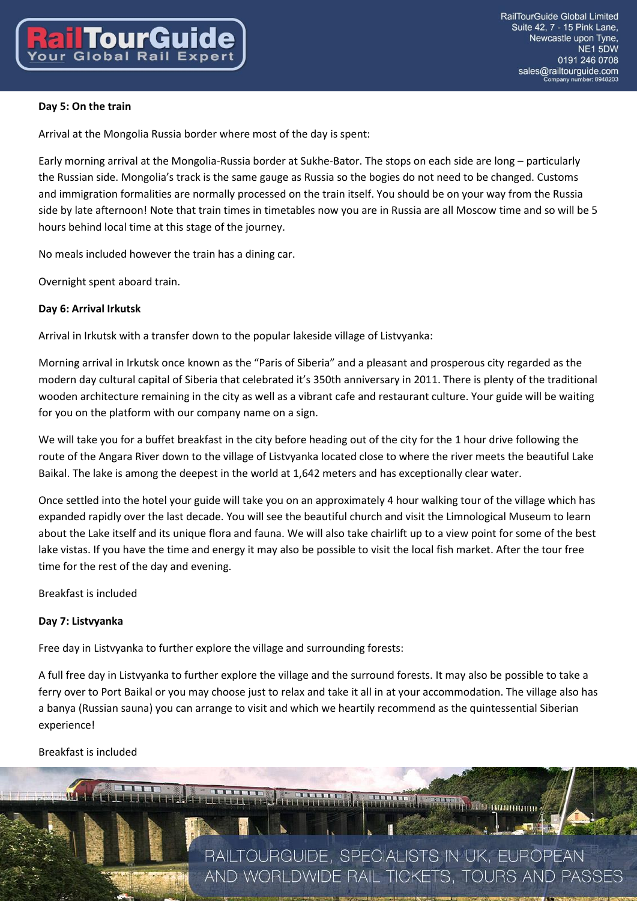**Day 5: On the train**

Arrival at the Mongolia Russia border where most of the day is spent:

Early morning arrival at the Mongolia-Russia border at Sukhe-Bator. The stops on each side are long – particularly the Russian side. Mongolia's track is the same gauge as Russia so the bogies do not need to be changed. Customs and immigration formalities are normally processed on the train itself. You should be on your way from the Russia side by late afternoon! Note that train times in timetables now you are in Russia are all Moscow time and so will be 5 hours behind local time at this stage of the journey.

No meals included however the train has a dining car.

Overnight spent aboard train.

**Day 6: Arrival Irkutsk**

Arrival in Irkutsk with a transfer down to the popular lakeside village of Listvyanka:

Morning arrival in Irkutsk once known as the "Paris of Siberia" and a pleasant and prosperous city regarded as the modern day cultural capital of Siberia that celebrated it's 350th anniversary in 2011. There is plenty of the traditional wooden architecture remaining in the city as well as a vibrant cafe and restaurant culture. Your guide will be waiting for you on the platform with our company name on a sign.

We will take you for a buffet breakfast in the city before heading out of the city for the 1 hour drive following the route of the Angara River down to the village of Listvyanka located close to where the river meets the beautiful Lake Baikal. The lake is among the deepest in the world at 1,642 meters and has exceptionally clear water.

Once settled into the hotel your guide will take you on an approximately 4 hour walking tour of the village which has expanded rapidly over the last decade. You will see the beautiful church and visit the Limnological Museum to learn about the Lake itself and its unique flora and fauna. We will also take chairlift up to a view point for some of the best lake vistas. If you have the time and energy it may also be possible to visit the local fish market. After the tour free time for the rest of the day and evening.

Breakfast is included

**Day 7: Listvyanka**

Free day in Listvyanka to further explore the village and surrounding forests:

A full free day in Listvyanka to further explore the village and the surround forests. It may also be possible to take a ferry over to Port Baikal or you may choose just to relax and take it all in at your accommodation. The village also has a banya (Russian sauna) you can arrange to visit and which we heartily recommend as the quintessential Siberian experience!

Breakfast is included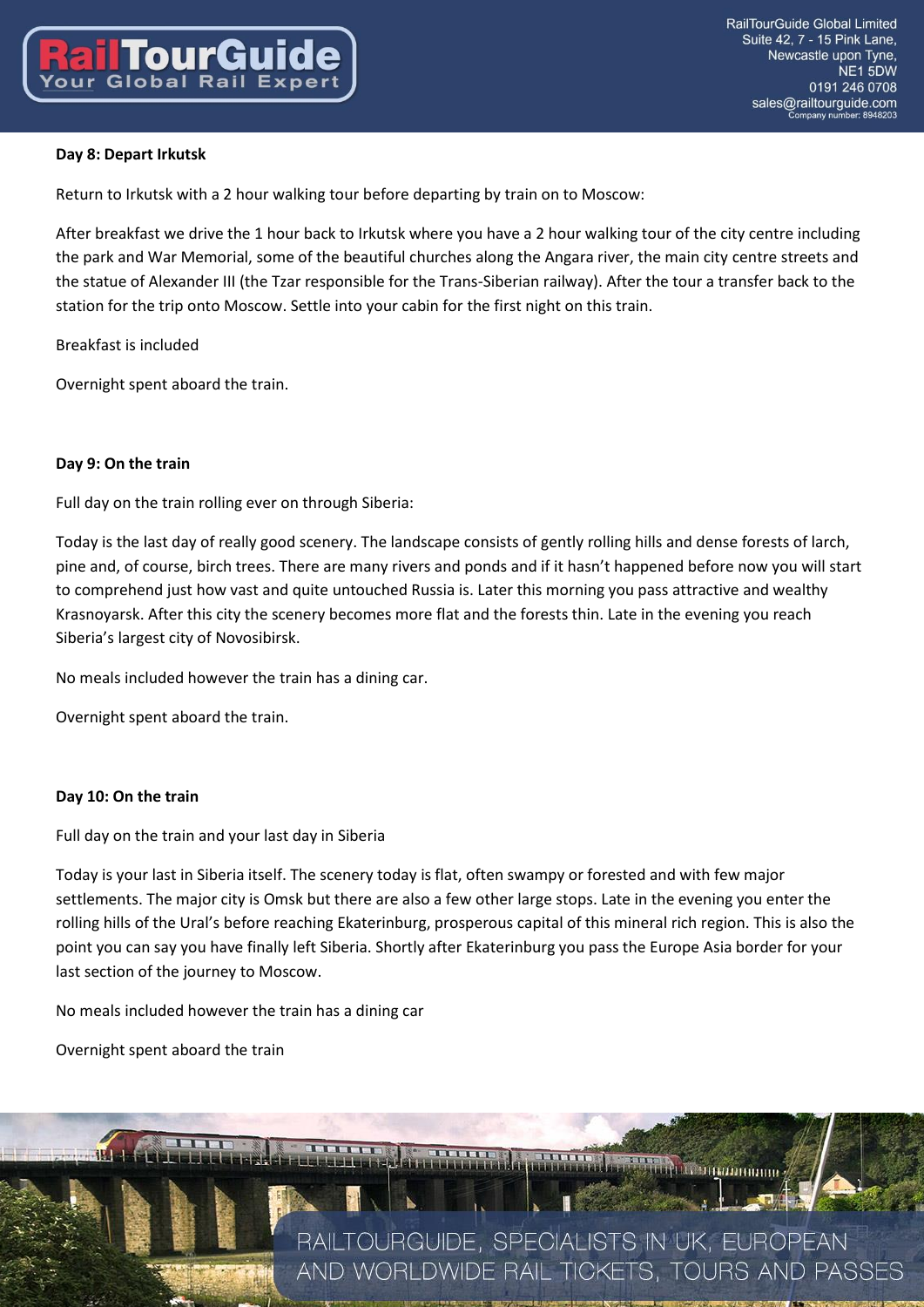**Day 8: Depart Irkutsk**

Return to Irkutsk with a 2 hour walking tour before departing by train on to Moscow:

After breakfast we drive the 1 hour back to Irkutsk where you have a 2 hour walking tour of the city centre including the park and War Memorial, some of the beautiful churches along the Angara river, the main city centre streets and the statue of Alexander III (the Tzar responsible for the Trans-Siberian railway). After the tour a transfer back to the station for the trip onto Moscow. Settle into your cabin for the first night on this train.

Breakfast is included

Overnight spent aboard the train.

**Day 9: On the train**

Full day on the train rolling ever on through Siberia:

Today is the last day of really good scenery. The landscape consists of gently rolling hills and dense forests of larch, pine and, of course, birch trees. There are many rivers and ponds and if it hasn't happened before now you will start to comprehend just how vast and quite untouched Russia is. Later this morning you pass attractive and wealthy Krasnoyarsk. After this city the scenery becomes more flat and the forests thin. Late in the evening you reach Siberia's largest city of Novosibirsk.

No meals included however the train has a dining car.

Overnight spent aboard the train.

**Day 10: On the train**

Full day on the train and your last day in Siberia

Today is your last in Siberia itself. The scenery today is flat, often swampy or forested and with few major settlements. The major city is Omsk but there are also a few other large stops. Late in the evening you enter the rolling hills of the Ural's before reaching Ekaterinburg, prosperous capital of this mineral rich region. This is also the point you can say you have finally left Siberia. Shortly after Ekaterinburg you pass the Europe Asia border for your last section of the journey to Moscow.

No meals included however the train has a dining car

Overnight spent aboard the train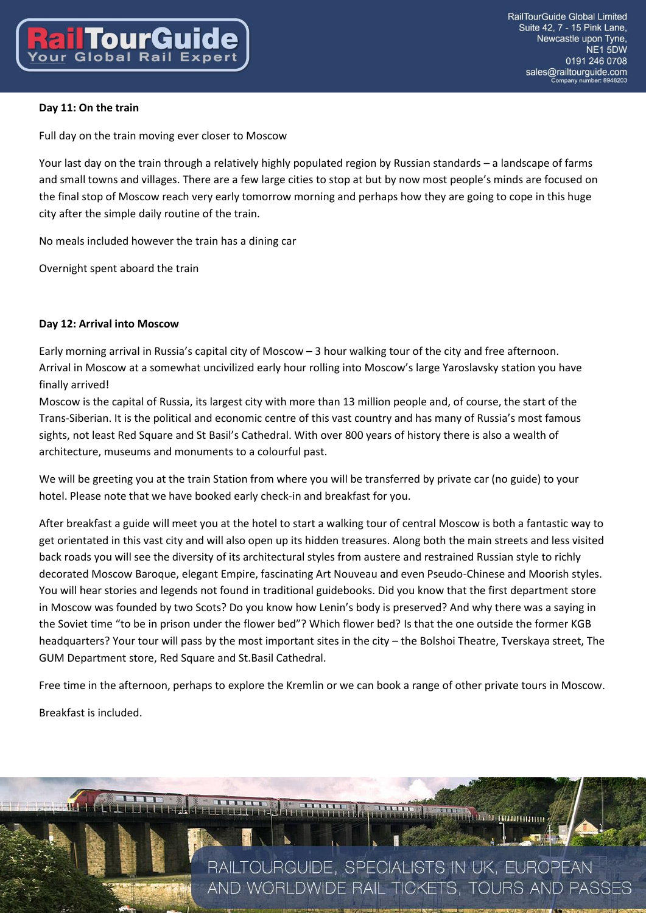**Day 11: On the train**

Full day on the train moving ever closer to Moscow

Your last day on the train through a relatively highly populated region by Russian standards – a landscape of farms and small towns and villages. There are a few large cities to stop at but by now most people's minds are focused on the final stop of Moscow reach very early tomorrow morning and perhaps how they are going to cope in this huge city after the simple daily routine of the train.

No meals included however the train has a dining car

Overnight spent aboard the train

**Day 12: Arrival into Moscow**

Early morning arrival in Russia's capital city of Moscow – 3 hour walking tour of the city and free afternoon. Arrival in Moscow at a somewhat uncivilized early hour rolling into Moscow's large Yaroslavsky station you have finally arrived!
Moscow is the capital of Russia, its largest city with more than 13 million people and, of course, the start of the Trans-Siberian. It is the political and economic centre of this vast country and has many of Russia's most famous sights, not least Red Square and St Basil's Cathedral. With over 800 years of history there is also a wealth of architecture, museums and monuments to a colourful past.

We will be greeting you at the train Station from where you will be transferred by private car (no guide) to your hotel. Please note that we have booked early check-in and breakfast for you.

After breakfast a guide will meet you at the hotel to start a walking tour of central Moscow is both a fantastic way to get orientated in this vast city and will also open up its hidden treasures. Along both the main streets and less visited back roads you will see the diversity of its architectural styles from austere and restrained Russian style to richly decorated Moscow Baroque, elegant Empire, fascinating Art Nouveau and even Pseudo-Chinese and Moorish styles. You will hear stories and legends not found in traditional guidebooks. Did you know that the first department store in Moscow was founded by two Scots? Do you know how Lenin's body is preserved? And why there was a saying in the Soviet time "to be in prison under the flower bed"? Which flower bed? Is that the one outside the former KGB headquarters? Your tour will pass by the most important sites in the city – the Bolshoi Theatre, Tverskaya street, The GUM Department store, Red Square and St.Basil Cathedral.

Free time in the afternoon, perhaps to explore the Kremlin or we can book a range of other private tours in Moscow.

Breakfast is included.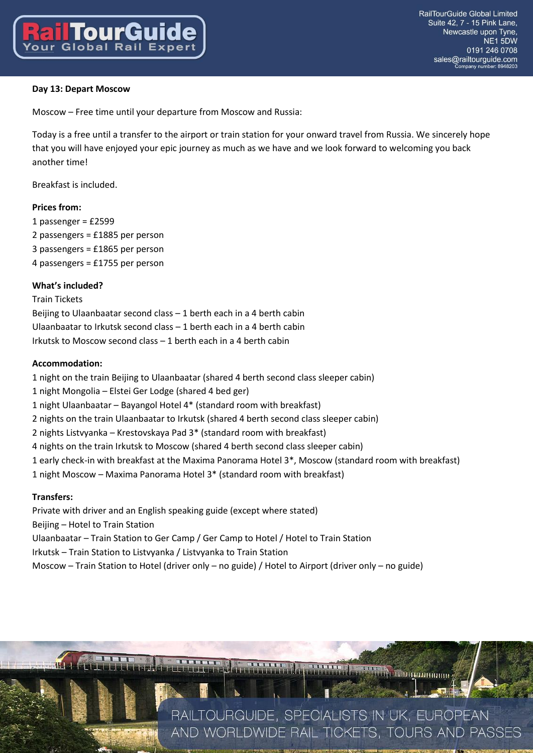**Day 13: Depart Moscow**

Moscow – Free time until your departure from Moscow and Russia:

Today is a free until a transfer to the airport or train station for your onward travel from Russia. We sincerely hope that you will have enjoyed your epic journey as much as we have and we look forward to welcoming you back another time!

Breakfast is included.

**Prices from:**
1 passenger = £2599
2 passengers = £1885 per person
3 passengers = £1865 per person
4 passengers = £1755 per person

**What's included?**
Train Tickets
Beijing to Ulaanbaatar second class – 1 berth each in a 4 berth cabin
Ulaanbaatar to Irkutsk second class – 1 berth each in a 4 berth cabin
Irkutsk to Moscow second class – 1 berth each in a 4 berth cabin

**Accommodation:**
1 night on the train Beijing to Ulaanbaatar (shared 4 berth second class sleeper cabin)
1 night Mongolia – Elstei Ger Lodge (shared 4 bed ger)
1 night Ulaanbaatar – Bayangol Hotel 4* (standard room with breakfast)
2 nights on the train Ulaanbaatar to Irkutsk (shared 4 berth second class sleeper cabin)
2 nights Listvyanka – Krestovskaya Pad 3* (standard room with breakfast)
4 nights on the train Irkutsk to Moscow (shared 4 berth second class sleeper cabin)
1 early check-in with breakfast at the Maxima Panorama Hotel 3*, Moscow (standard room with breakfast)
1 night Moscow – Maxima Panorama Hotel 3* (standard room with breakfast)

**Transfers:**
Private with driver and an English speaking guide (except where stated)
Beijing – Hotel to Train Station
Ulaanbaatar – Train Station to Ger Camp / Ger Camp to Hotel / Hotel to Train Station
Irkutsk – Train Station to Listvyanka / Listvyanka to Train Station
Moscow – Train Station to Hotel (driver only – no guide) / Hotel to Airport (driver only – no guide)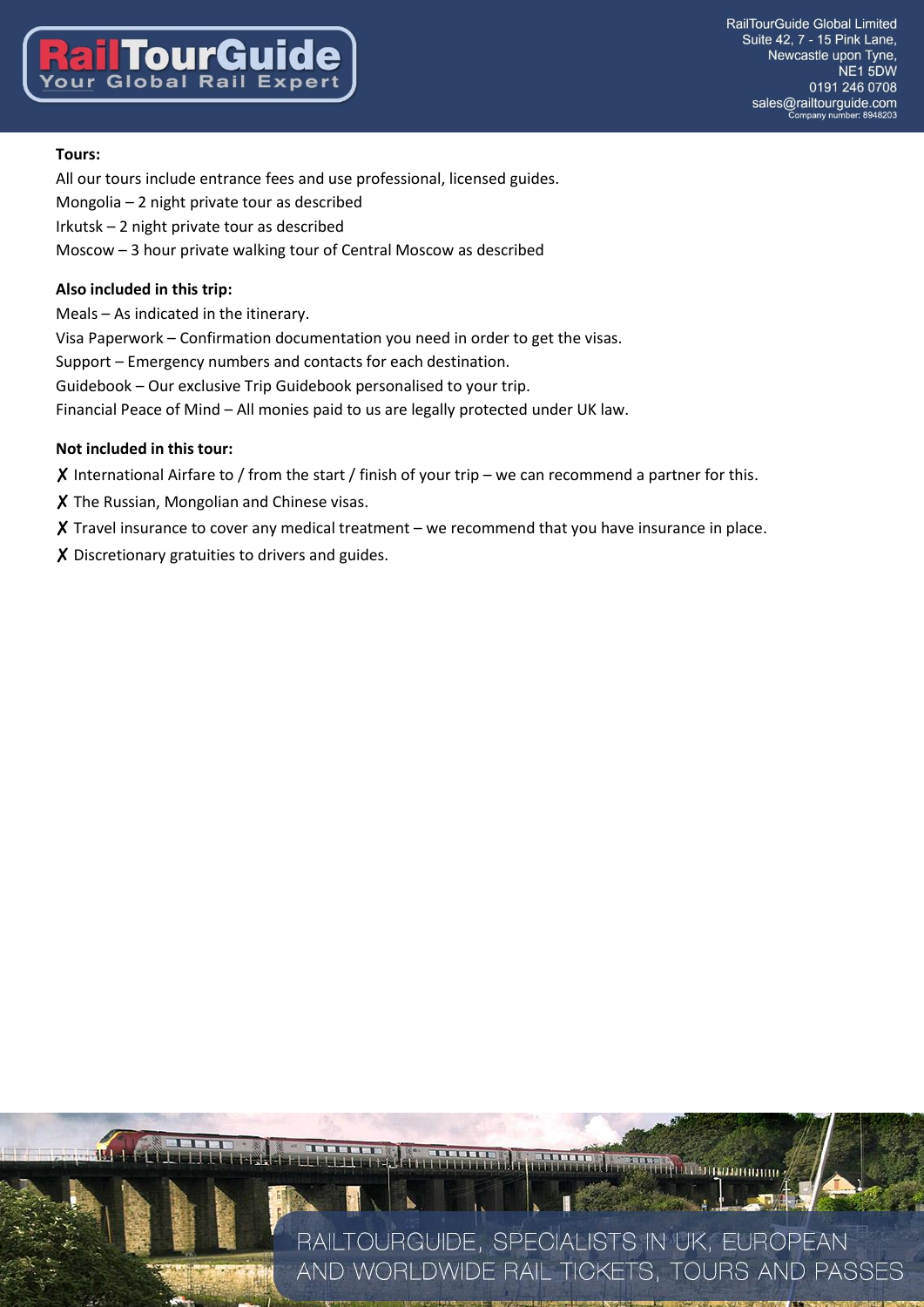**Tours:**

All our tours include entrance fees and use professional, licensed guides.

Mongolia – 2 night private tour as described

Irkutsk – 2 night private tour as described

Moscow – 3 hour private walking tour of Central Moscow as described

**Also included in this trip:**

Meals – As indicated in the itinerary.

Visa Paperwork – Confirmation documentation you need in order to get the visas.

Support – Emergency numbers and contacts for each destination.

Guidebook – Our exclusive Trip Guidebook personalised to your trip.

Financial Peace of Mind – All monies paid to us are legally protected under UK law.

**Not included in this tour:**

✗ International Airfare to / from the start / finish of your trip – we can recommend a partner for this.

✗ The Russian, Mongolian and Chinese visas.

✗ Travel insurance to cover any medical treatment – we recommend that you have insurance in place.

✗ Discretionary gratuities to drivers and guides.